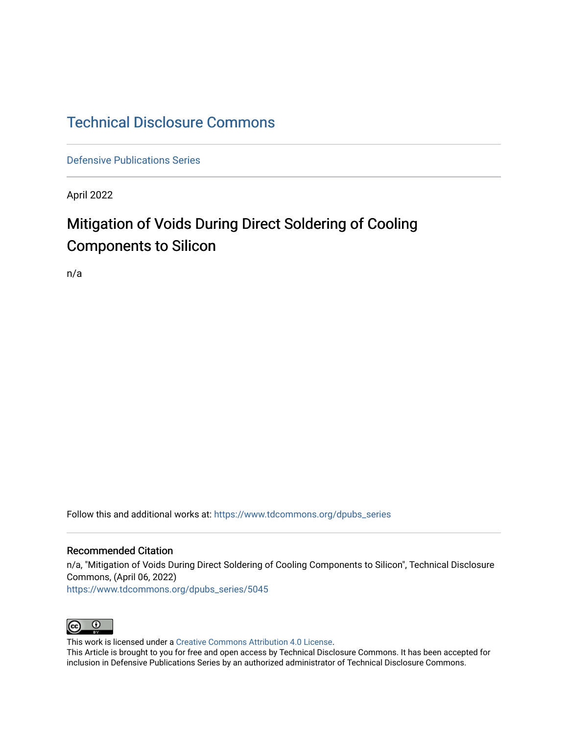# Technical Disclosure Commons

Defensive Publications Series

April 2022

## Mitigation of Voids During Direct Soldering of Cooling Components to Silicon

n/a

Follow this and additional works at: https://www.tdcommons.org/dpubs_series

### Recommended Citation

n/a, "Mitigation of Voids During Direct Soldering of Cooling Components to Silicon", Technical Disclosure Commons, (April 06, 2022)
https://www.tdcommons.org/dpubs_series/5045

This work is licensed under a Creative Commons Attribution 4.0 License.
This Article is brought to you for free and open access by Technical Disclosure Commons. It has been accepted for inclusion in Defensive Publications Series by an authorized administrator of Technical Disclosure Commons.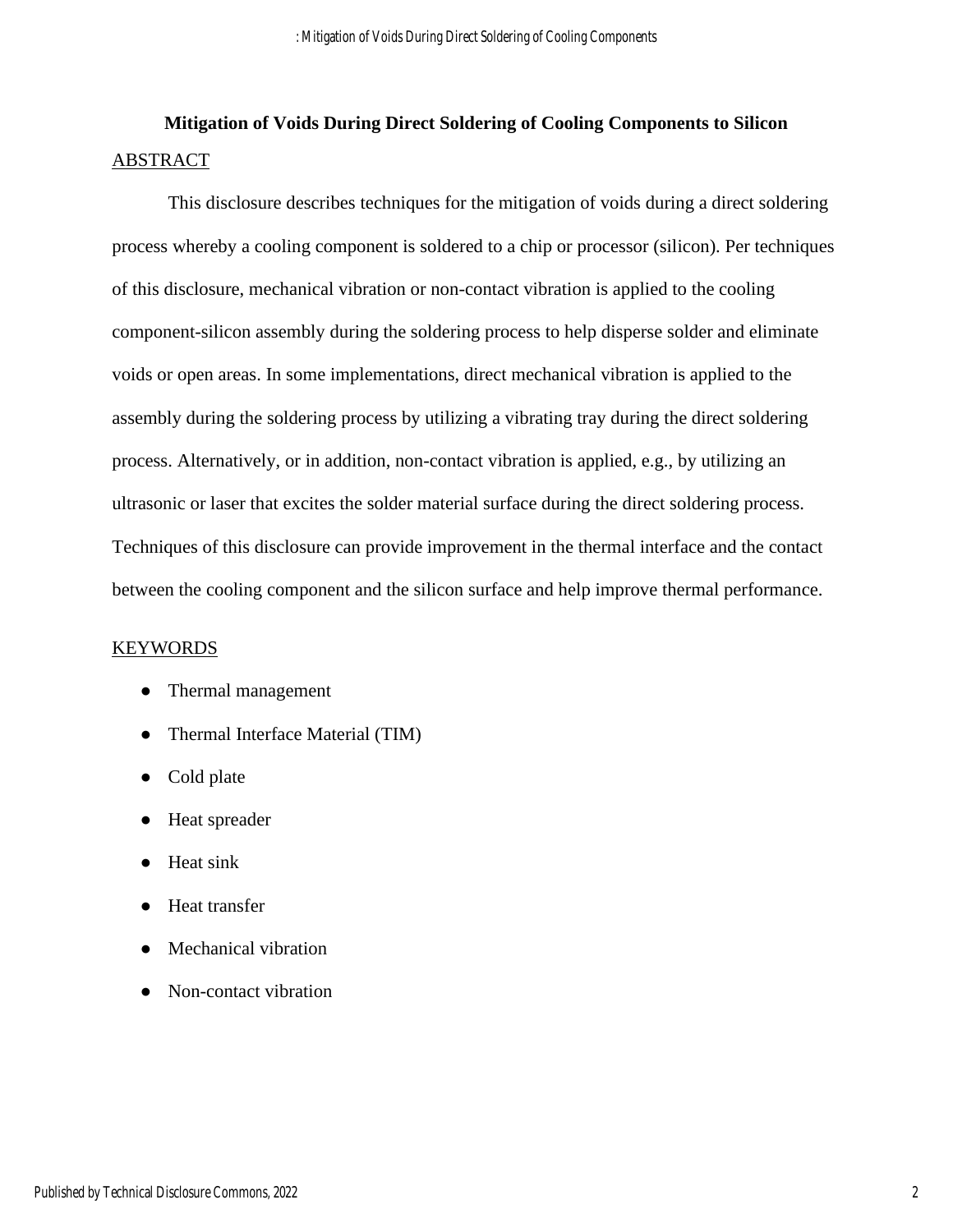# Mitigation of Voids During Direct Soldering of Cooling Components to Silicon

## ABSTRACT

This disclosure describes techniques for the mitigation of voids during a direct soldering process whereby a cooling component is soldered to a chip or processor (silicon). Per techniques of this disclosure, mechanical vibration or non-contact vibration is applied to the cooling component-silicon assembly during the soldering process to help disperse solder and eliminate voids or open areas. In some implementations, direct mechanical vibration is applied to the assembly during the soldering process by utilizing a vibrating tray during the direct soldering process. Alternatively, or in addition, non-contact vibration is applied, e.g., by utilizing an ultrasonic or laser that excites the solder material surface during the direct soldering process. Techniques of this disclosure can provide improvement in the thermal interface and the contact between the cooling component and the silicon surface and help improve thermal performance.

## KEYWORDS

- Thermal management
- Thermal Interface Material (TIM)
- Cold plate
- Heat spreader
- Heat sink
- Heat transfer
- Mechanical vibration
- Non-contact vibration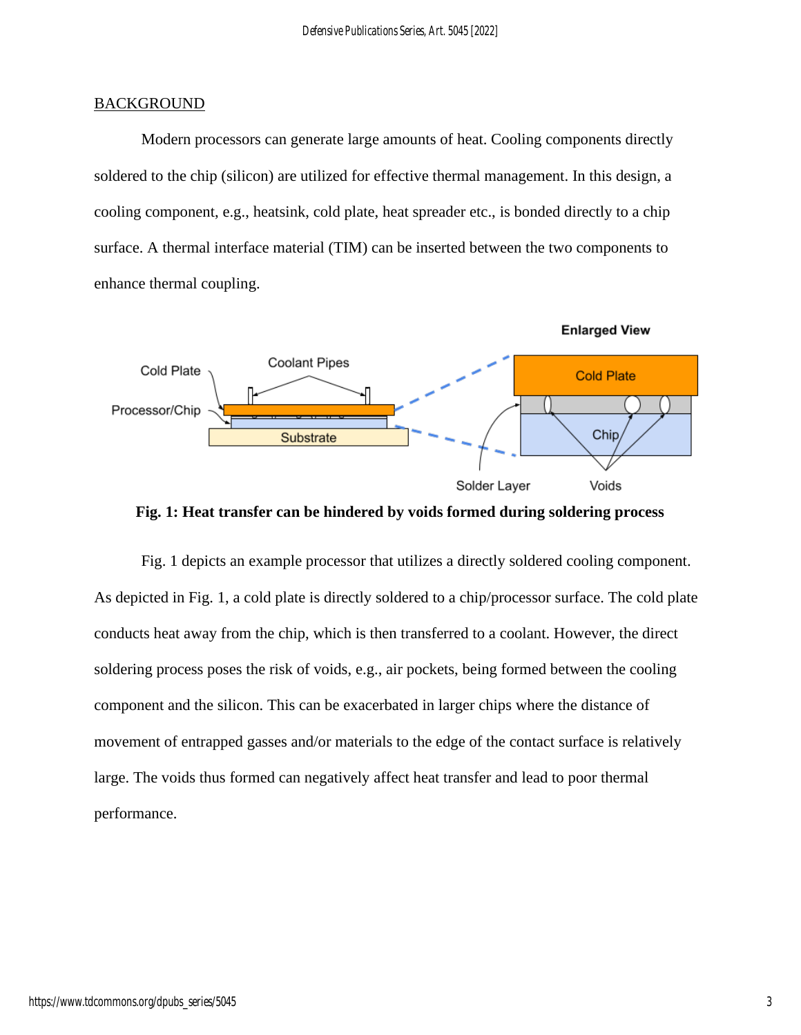## BACKGROUND

Modern processors can generate large amounts of heat. Cooling components directly soldered to the chip (silicon) are utilized for effective thermal management. In this design, a cooling component, e.g., heatsink, cold plate, heat spreader etc., is bonded directly to a chip surface. A thermal interface material (TIM) can be inserted between the two components to enhance thermal coupling.

Cold Plate
Coolant Pipes
Processor/Chip
Substrate
Enlarged View
Cold Plate
Chip
Solder Layer
Voids

**Fig. 1: Heat transfer can be hindered by voids formed during soldering process**

Fig. 1 depicts an example processor that utilizes a directly soldered cooling component. As depicted in Fig. 1, a cold plate is directly soldered to a chip/processor surface. The cold plate conducts heat away from the chip, which is then transferred to a coolant. However, the direct soldering process poses the risk of voids, e.g., air pockets, being formed between the cooling component and the silicon. This can be exacerbated in larger chips where the distance of movement of entrapped gasses and/or materials to the edge of the contact surface is relatively large. The voids thus formed can negatively affect heat transfer and lead to poor thermal performance.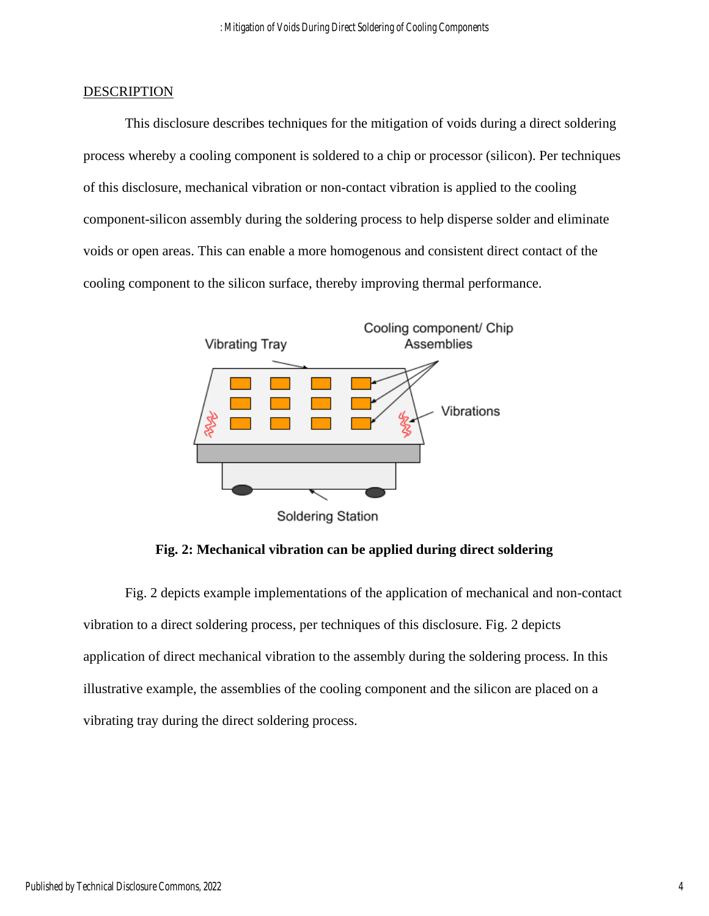DESCRIPTION

This disclosure describes techniques for the mitigation of voids during a direct soldering process whereby a cooling component is soldered to a chip or processor (silicon). Per techniques of this disclosure, mechanical vibration or non-contact vibration is applied to the cooling component-silicon assembly during the soldering process to help disperse solder and eliminate voids or open areas. This can enable a more homogenous and consistent direct contact of the cooling component to the silicon surface, thereby improving thermal performance.

Vibrating Tray

Cooling component/ Chip Assemblies

Vibrations

Soldering Station

**Fig. 2: Mechanical vibration can be applied during direct soldering**

Fig. 2 depicts example implementations of the application of mechanical and non-contact vibration to a direct soldering process, per techniques of this disclosure. Fig. 2 depicts application of direct mechanical vibration to the assembly during the soldering process. In this illustrative example, the assemblies of the cooling component and the silicon are placed on a vibrating tray during the direct soldering process.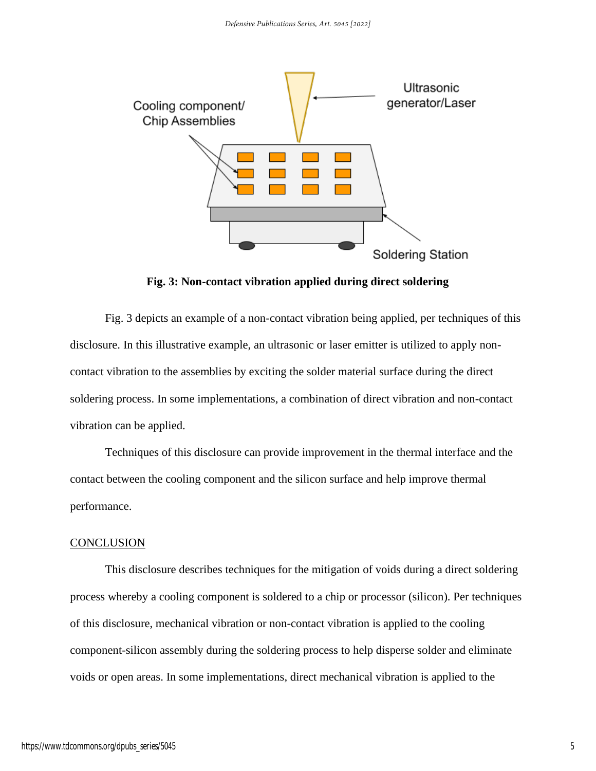Cooling component/
Chip Assemblies

Ultrasonic
generator/Laser

Soldering Station

**Fig. 3: Non-contact vibration applied during direct soldering**

Fig. 3 depicts an example of a non-contact vibration being applied, per techniques of this disclosure. In this illustrative example, an ultrasonic or laser emitter is utilized to apply non-contact vibration to the assemblies by exciting the solder material surface during the direct soldering process. In some implementations, a combination of direct vibration and non-contact vibration can be applied.

Techniques of this disclosure can provide improvement in the thermal interface and the contact between the cooling component and the silicon surface and help improve thermal performance.

## CONCLUSION

This disclosure describes techniques for the mitigation of voids during a direct soldering process whereby a cooling component is soldered to a chip or processor (silicon). Per techniques of this disclosure, mechanical vibration or non-contact vibration is applied to the cooling component-silicon assembly during the soldering process to help disperse solder and eliminate voids or open areas. In some implementations, direct mechanical vibration is applied to the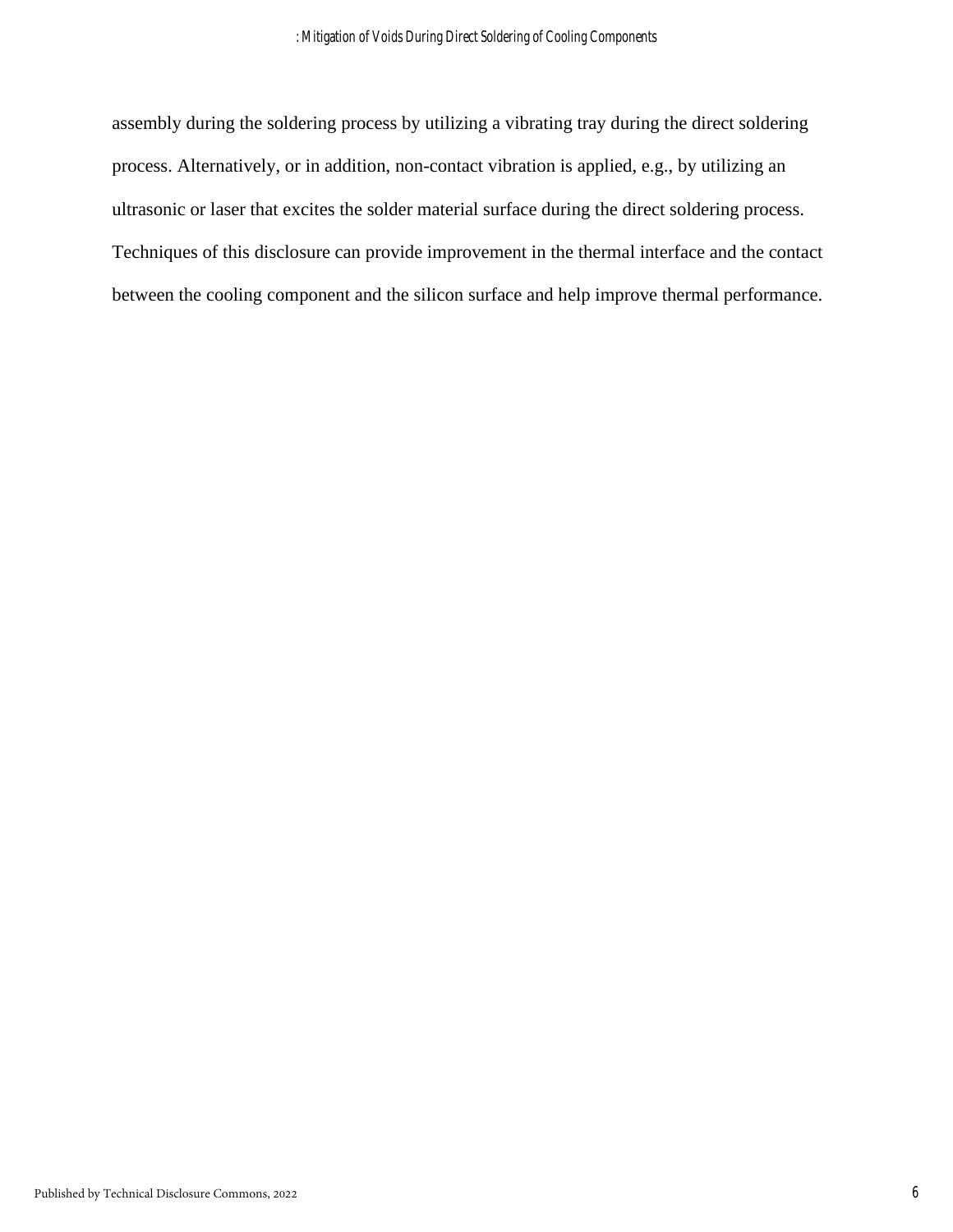assembly during the soldering process by utilizing a vibrating tray during the direct soldering process. Alternatively, or in addition, non-contact vibration is applied, e.g., by utilizing an ultrasonic or laser that excites the solder material surface during the direct soldering process. Techniques of this disclosure can provide improvement in the thermal interface and the contact between the cooling component and the silicon surface and help improve thermal performance.